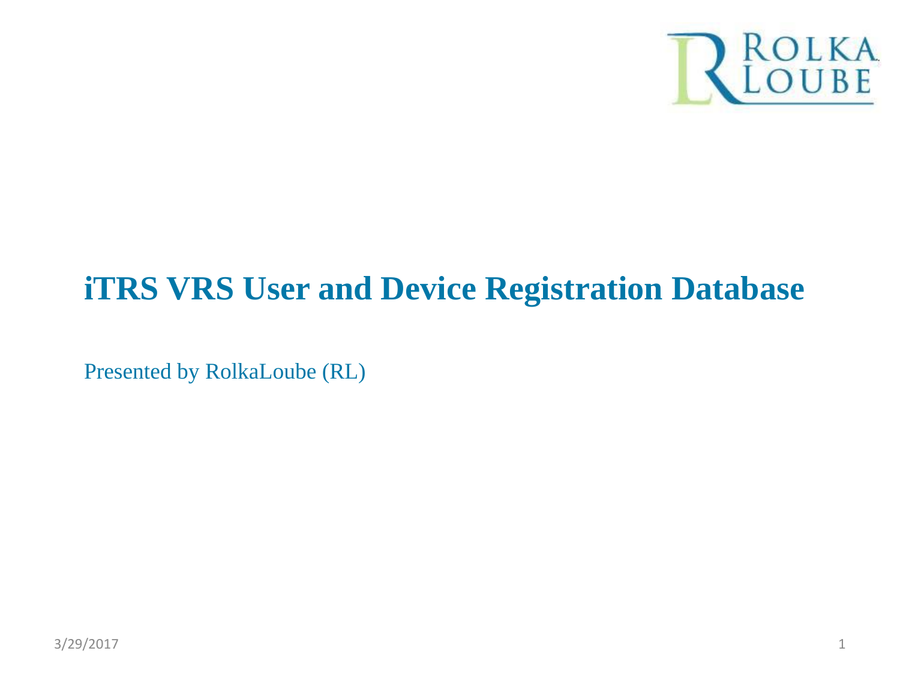# iTRS VRS User and Device Registration Database

Presented by RolkaLoube (RL)

3/29/2017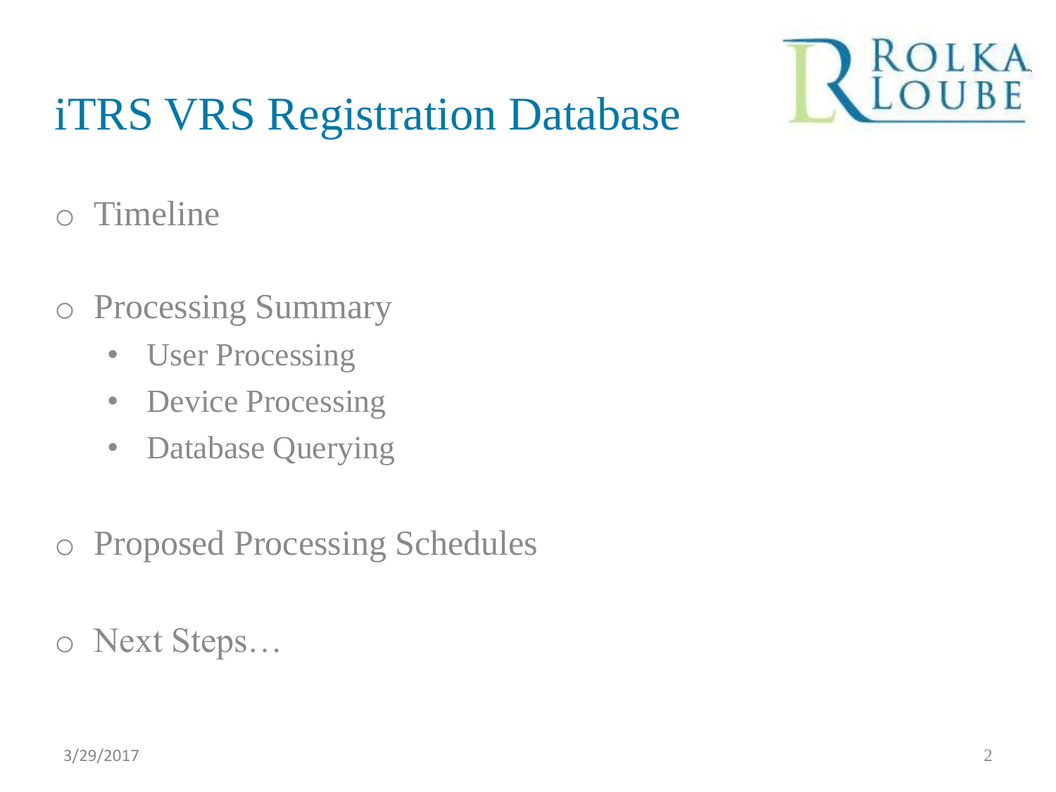# iTRS VRS Registration Database

- Timeline
- Processing Summary
  - User Processing
  - Device Processing
  - Database Querying
- Proposed Processing Schedules
- Next Steps…

3/29/2017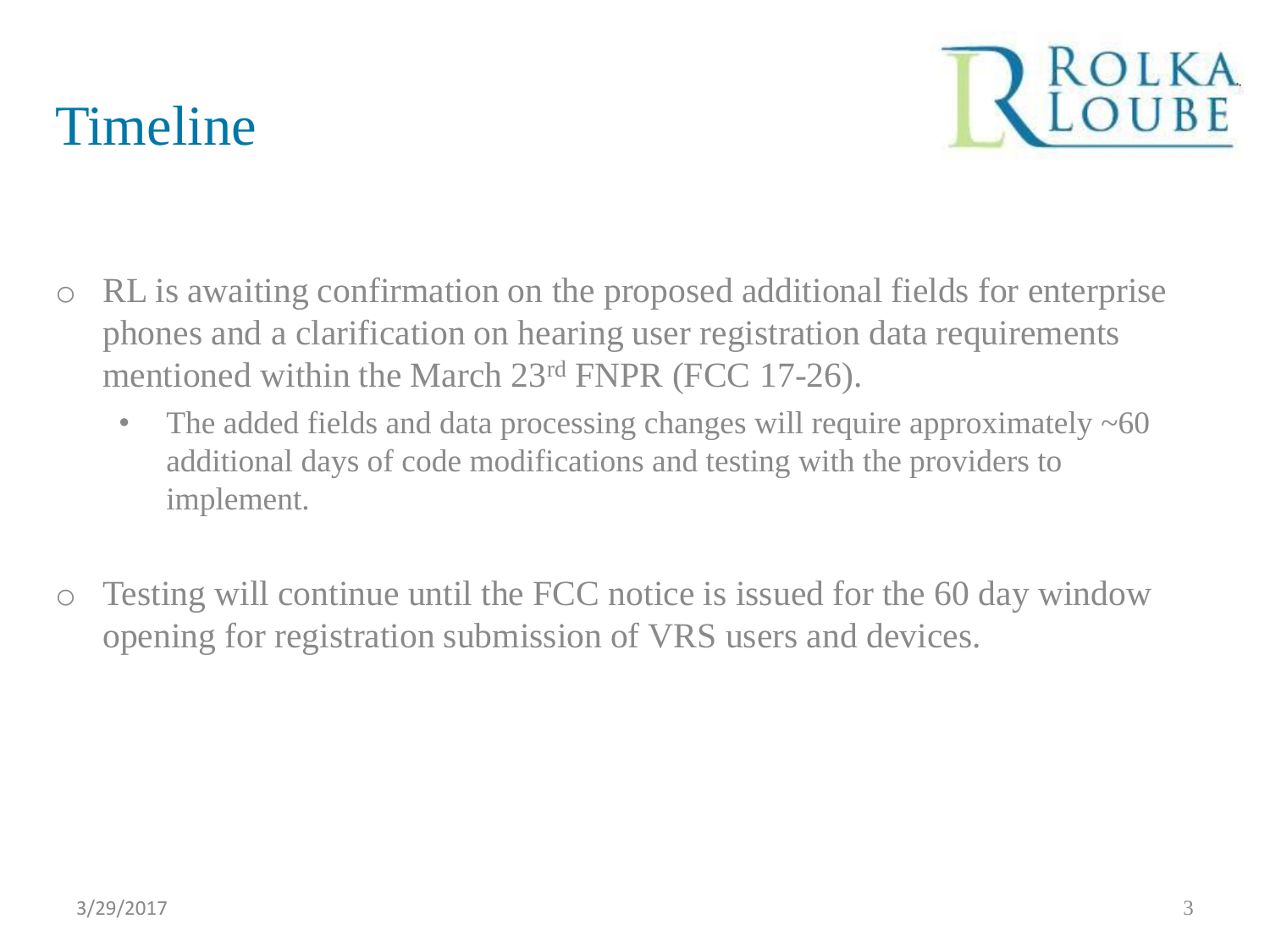# Timeline

- RL is awaiting confirmation on the proposed additional fields for enterprise phones and a clarification on hearing user registration data requirements mentioned within the March 23rd FNPR (FCC 17-26).
  - The added fields and data processing changes will require approximately ~60 additional days of code modifications and testing with the providers to implement.

- Testing will continue until the FCC notice is issued for the 60 day window opening for registration submission of VRS users and devices.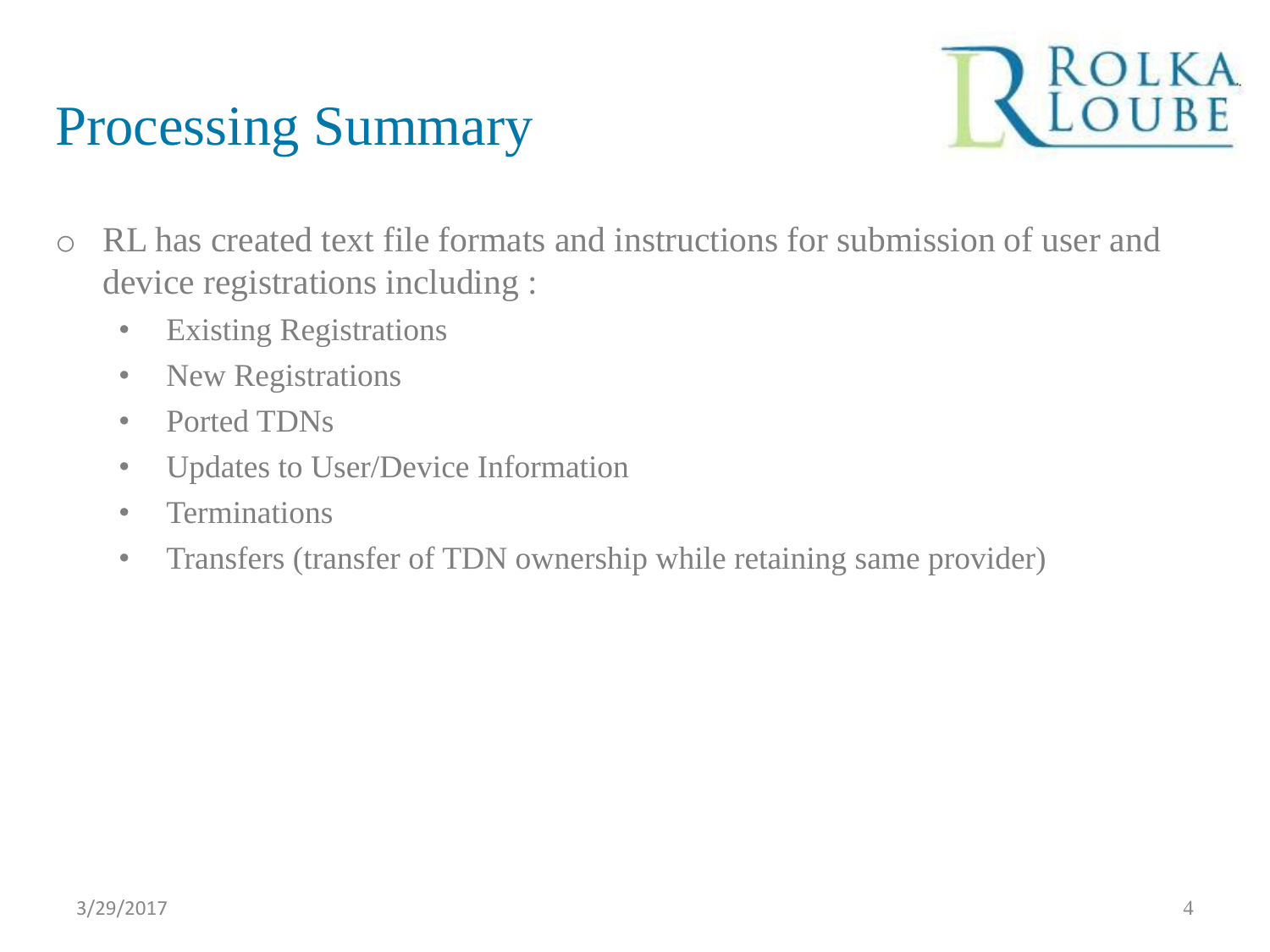# Processing Summary

- RL has created text file formats and instructions for submission of user and device registrations including :
  - Existing Registrations
  - New Registrations
  - Ported TDNs
  - Updates to User/Device Information
  - Terminations
  - Transfers (transfer of TDN ownership while retaining same provider)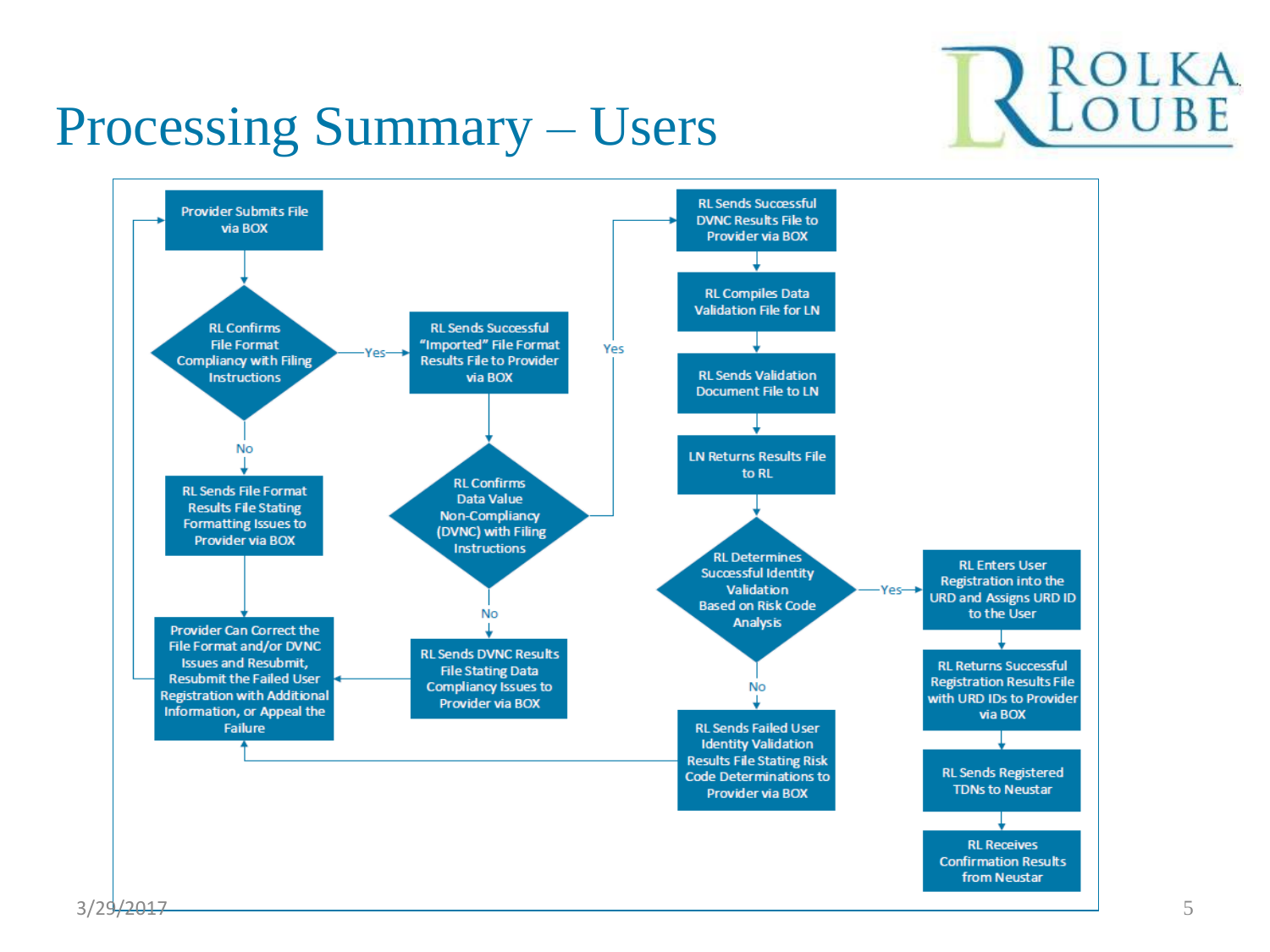# Processing Summary – Users

- Provider Submits File via BOX
- RL Confirms File Format Compliancy with Filing Instructions
  - **Yes** → RL Sends Successful "Imported" File Format Results File to Provider via BOX
    - RL Confirms Data Value Non-Compliancy (DVNC) with Filing Instructions
      - **Yes** → RL Sends Successful DVNC Results File to Provider via BOX
        - RL Compiles Data Validation File for LN
        - RL Sends Validation Document File to LN
        - LN Returns Results File to RL
        - RL Determines Successful Identity Validation Based on Risk Code Analysis
          - **Yes** → RL Enters User Registration into the URD and Assigns URD ID to the User
            - RL Returns Successful Registration Results File with URD IDs to Provider via BOX
            - RL Sends Registered TDNs to Neustar
            - RL Receives Confirmation Results from Neustar
          - **No** → RL Sends Failed User Identity Validation Results File Stating Risk Code Determinations to Provider via BOX → Provider Can Correct the File Format and/or DVNC Issues and Resubmit, Resubmit the Failed User Registration with Additional Information, or Appeal the Failure
      - **No** → RL Sends DVNC Results File Stating Data Compliancy Issues to Provider via BOX → Provider Can Correct the File Format and/or DVNC Issues and Resubmit, Resubmit the Failed User Registration with Additional Information, or Appeal the Failure
  - **No** → RL Sends File Format Results File Stating Formatting Issues to Provider via BOX → Provider Can Correct the File Format and/or DVNC Issues and Resubmit, Resubmit the Failed User Registration with Additional Information, or Appeal the Failure
- Provider Can Correct the File Format and/or DVNC Issues and Resubmit, Resubmit the Failed User Registration with Additional Information, or Appeal the Failure → Provider Submits File via BOX

3/29/2017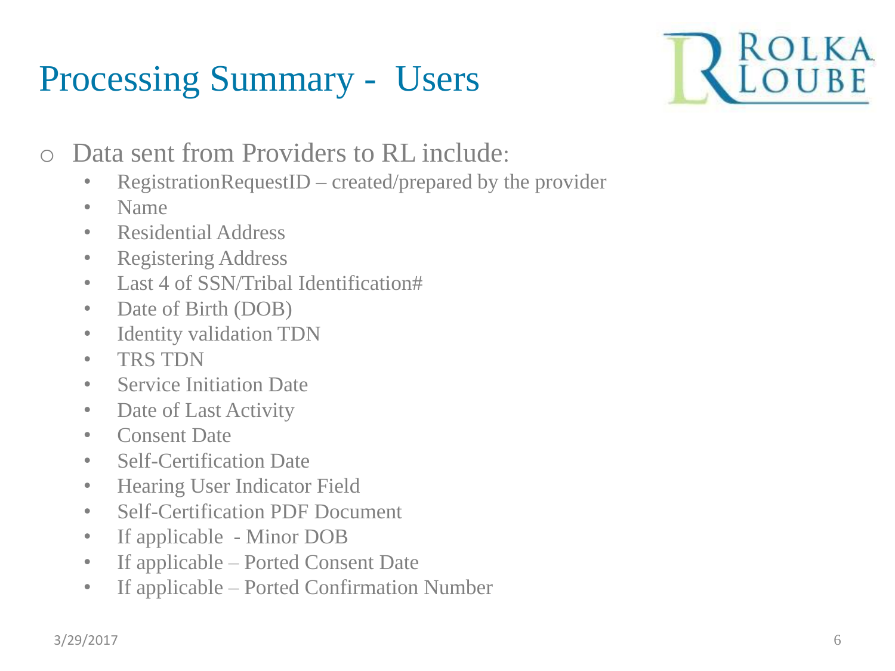# Processing Summary - Users

- Data sent from Providers to RL include:
  - RegistrationRequestID – created/prepared by the provider
  - Name
  - Residential Address
  - Registering Address
  - Last 4 of SSN/Tribal Identification#
  - Date of Birth (DOB)
  - Identity validation TDN
  - TRS TDN
  - Service Initiation Date
  - Date of Last Activity
  - Consent Date
  - Self-Certification Date
  - Hearing User Indicator Field
  - Self-Certification PDF Document
  - If applicable - Minor DOB
  - If applicable – Ported Consent Date
  - If applicable – Ported Confirmation Number

3/29/2017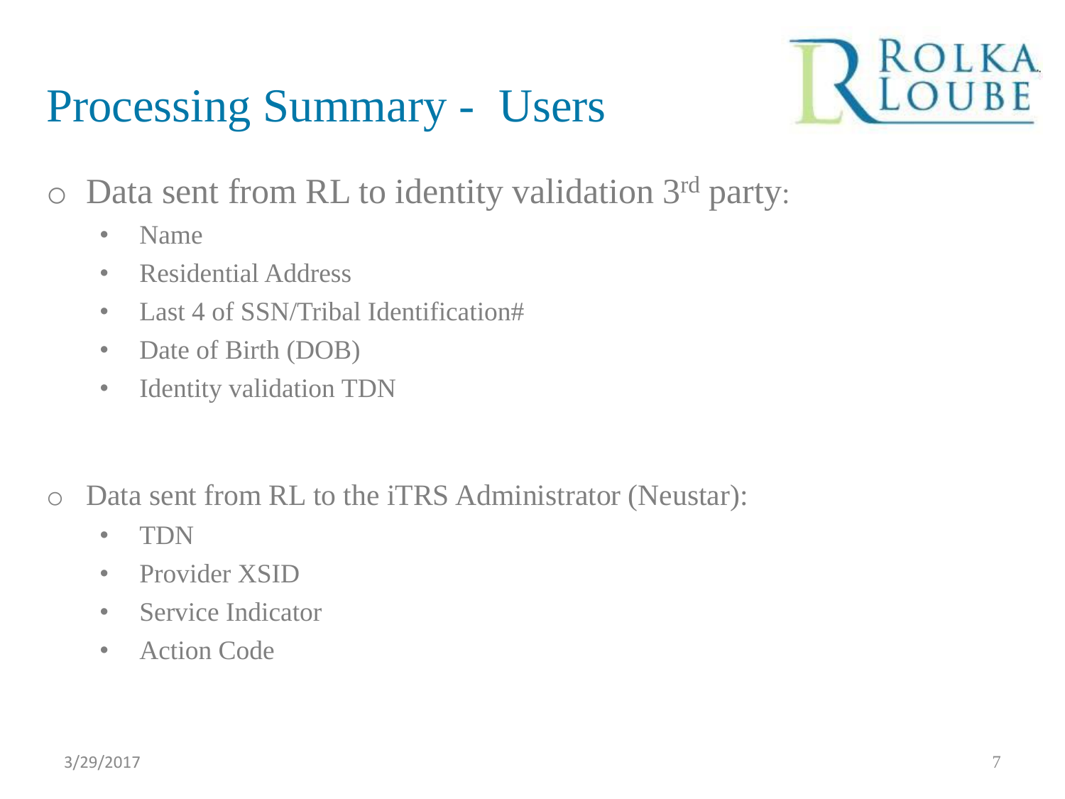# Processing Summary - Users

- Data sent from RL to identity validation 3rd party:
  - Name
  - Residential Address
  - Last 4 of SSN/Tribal Identification#
  - Date of Birth (DOB)
  - Identity validation TDN

- Data sent from RL to the iTRS Administrator (Neustar):
  - TDN
  - Provider XSID
  - Service Indicator
  - Action Code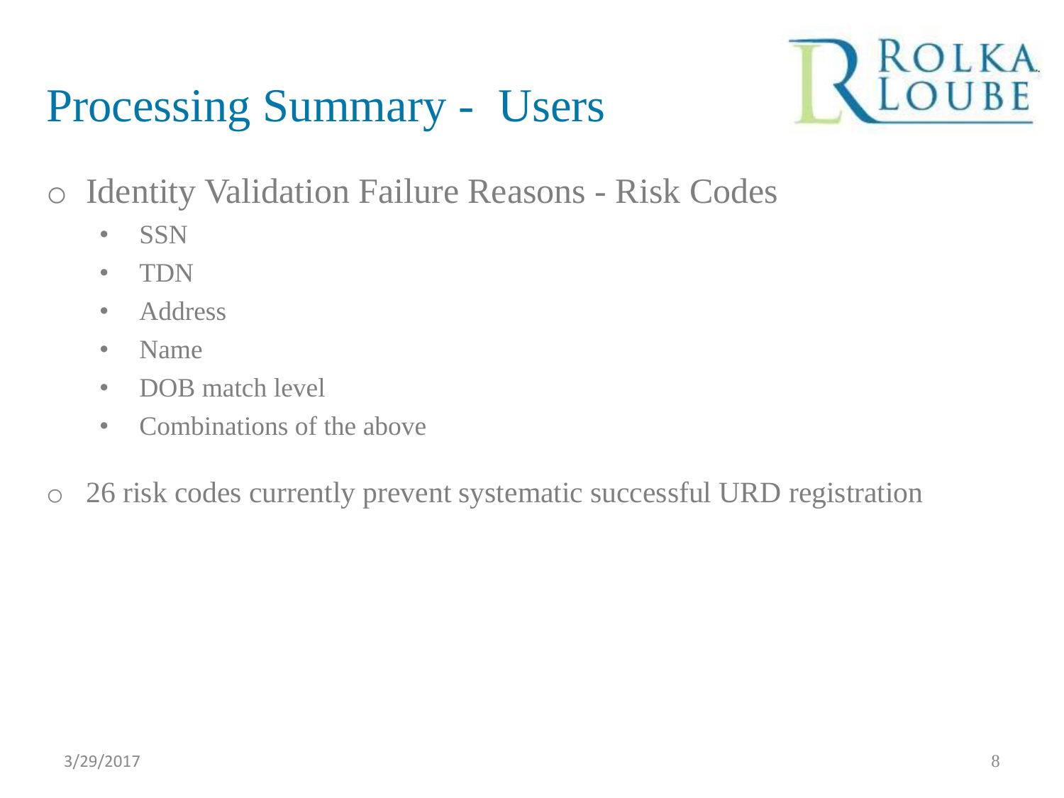# Processing Summary - Users

- Identity Validation Failure Reasons - Risk Codes
  - SSN
  - TDN
  - Address
  - Name
  - DOB match level
  - Combinations of the above
- 26 risk codes currently prevent systematic successful URD registration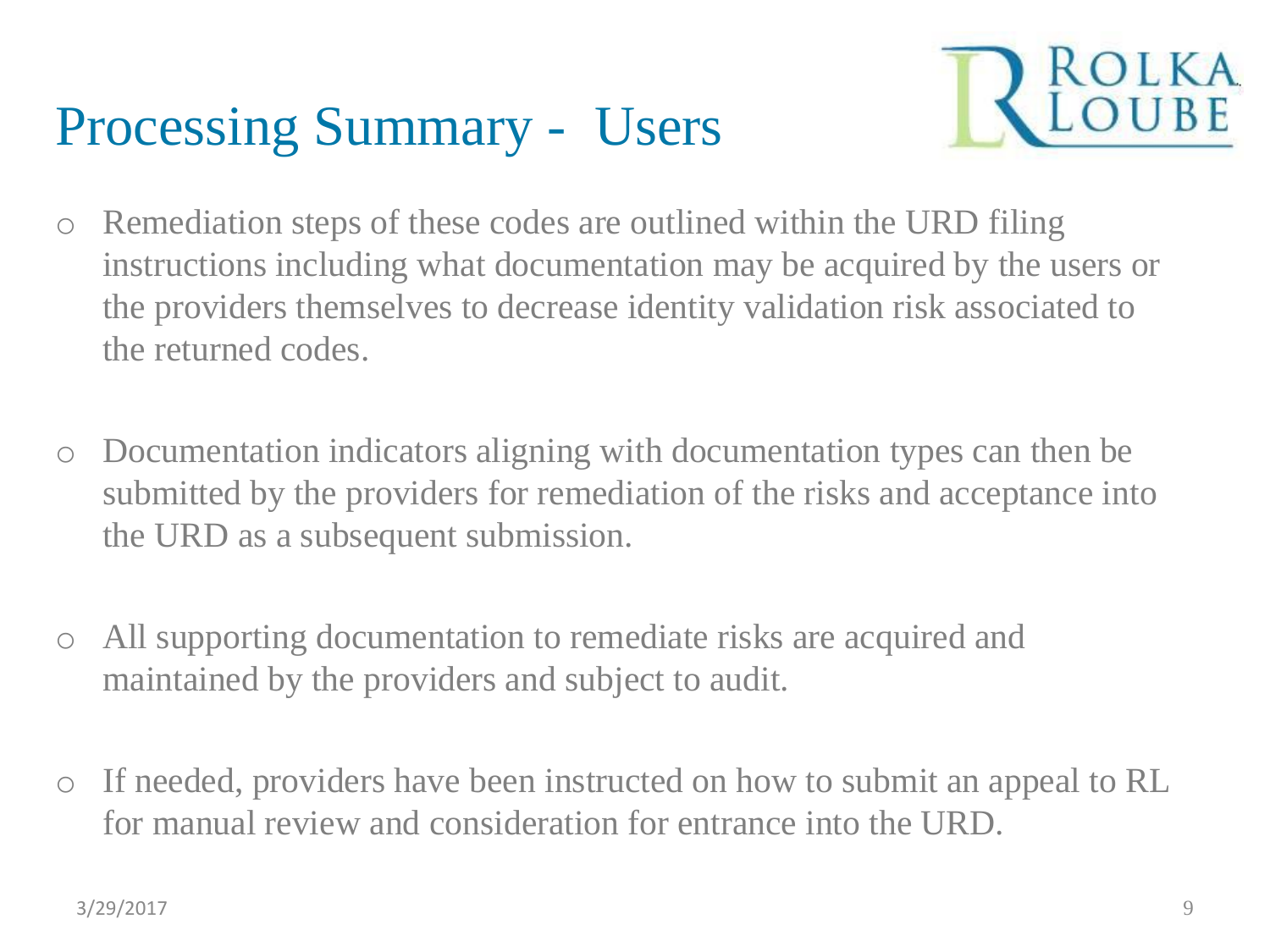# Processing Summary - Users

- Remediation steps of these codes are outlined within the URD filing instructions including what documentation may be acquired by the users or the providers themselves to decrease identity validation risk associated to the returned codes.

- Documentation indicators aligning with documentation types can then be submitted by the providers for remediation of the risks and acceptance into the URD as a subsequent submission.

- All supporting documentation to remediate risks are acquired and maintained by the providers and subject to audit.

- If needed, providers have been instructed on how to submit an appeal to RL for manual review and consideration for entrance into the URD.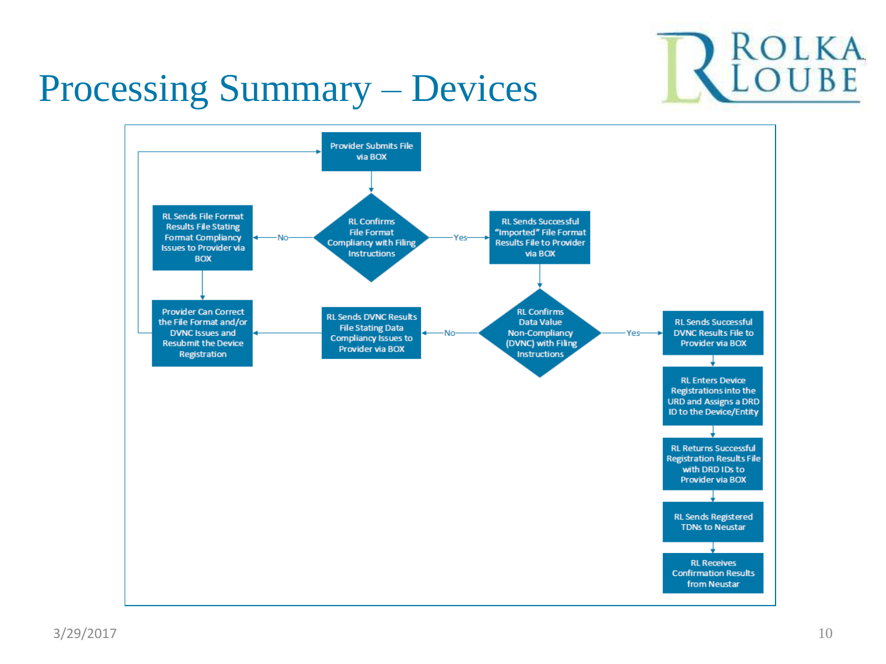# Processing Summary – Devices

- Provider Submits File via BOX
- RL Confirms File Format Compliancy with Filing Instructions
  - No → RL Sends File Format Results File Stating Format Compliancy Issues to Provider via BOX → Provider Can Correct the File Format and/or DVNC Issues and Resubmit the Device Registration → Provider Submits File via BOX
  - Yes → RL Sends Successful "Imported" File Format Results File to Provider via BOX
- RL Confirms Data Value Non-Compliancy (DVNC) with Filing Instructions
  - No → RL Sends DVNC Results File Stating Data Compliancy Issues to Provider via BOX → Provider Can Correct the File Format and/or DVNC Issues and Resubmit the Device Registration
  - Yes → RL Sends Successful DVNC Results File to Provider via BOX
- RL Enters Device Registrations into the URD and Assigns a DRD ID to the Device/Entity
- RL Returns Successful Registration Results File with DRD IDs to Provider via BOX
- RL Sends Registered TDNs to Neustar
- RL Receives Confirmation Results from Neustar

3/29/2017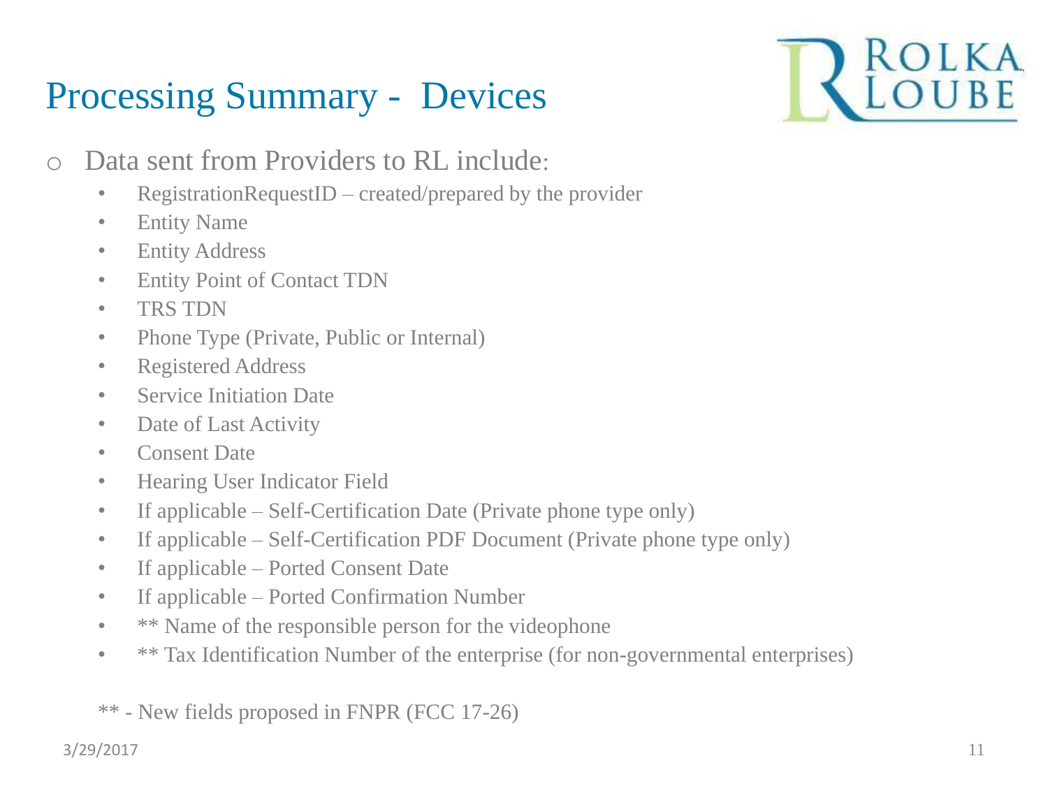# Processing Summary - Devices

- Data sent from Providers to RL include:
  - RegistrationRequestID – created/prepared by the provider
  - Entity Name
  - Entity Address
  - Entity Point of Contact TDN
  - TRS TDN
  - Phone Type (Private, Public or Internal)
  - Registered Address
  - Service Initiation Date
  - Date of Last Activity
  - Consent Date
  - Hearing User Indicator Field
  - If applicable – Self-Certification Date (Private phone type only)
  - If applicable – Self-Certification PDF Document (Private phone type only)
  - If applicable – Ported Consent Date
  - If applicable – Ported Confirmation Number
  - ** Name of the responsible person for the videophone
  - ** Tax Identification Number of the enterprise (for non-governmental enterprises)

** - New fields proposed in FNPR (FCC 17-26)

3/29/2017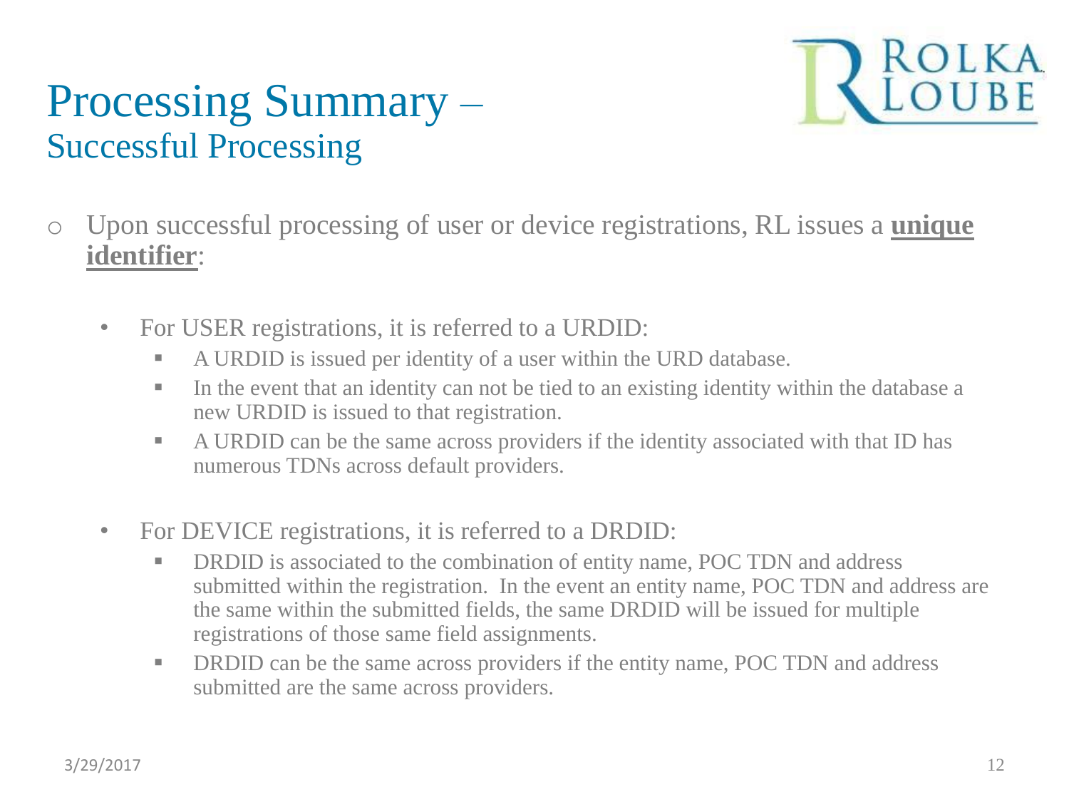# Processing Summary – Successful Processing

- Upon successful processing of user or device registrations, RL issues a **unique identifier**:

  - For USER registrations, it is referred to a URDID:
    - A URDID is issued per identity of a user within the URD database.
    - In the event that an identity can not be tied to an existing identity within the database a new URDID is issued to that registration.
    - A URDID can be the same across providers if the identity associated with that ID has numerous TDNs across default providers.

  - For DEVICE registrations, it is referred to a DRDID:
    - DRDID is associated to the combination of entity name, POC TDN and address submitted within the registration. In the event an entity name, POC TDN and address are the same within the submitted fields, the same DRDID will be issued for multiple registrations of those same field assignments.
    - DRDID can be the same across providers if the entity name, POC TDN and address submitted are the same across providers.

3/29/2017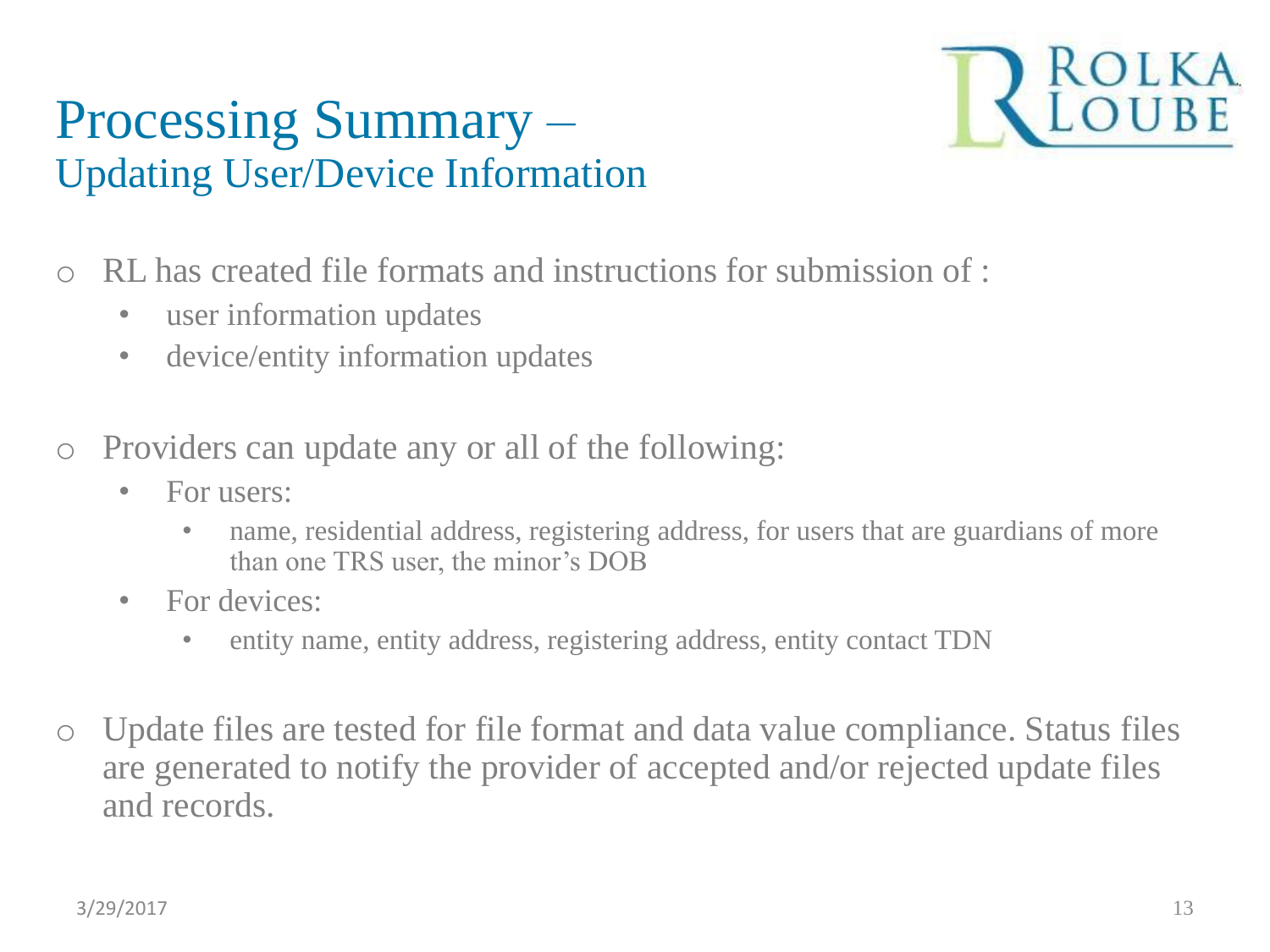# Processing Summary –
## Updating User/Device Information

- RL has created file formats and instructions for submission of :
  - user information updates
  - device/entity information updates

- Providers can update any or all of the following:
  - For users:
    - name, residential address, registering address, for users that are guardians of more than one TRS user, the minor's DOB
  - For devices:
    - entity name, entity address, registering address, entity contact TDN

- Update files are tested for file format and data value compliance. Status files are generated to notify the provider of accepted and/or rejected update files and records.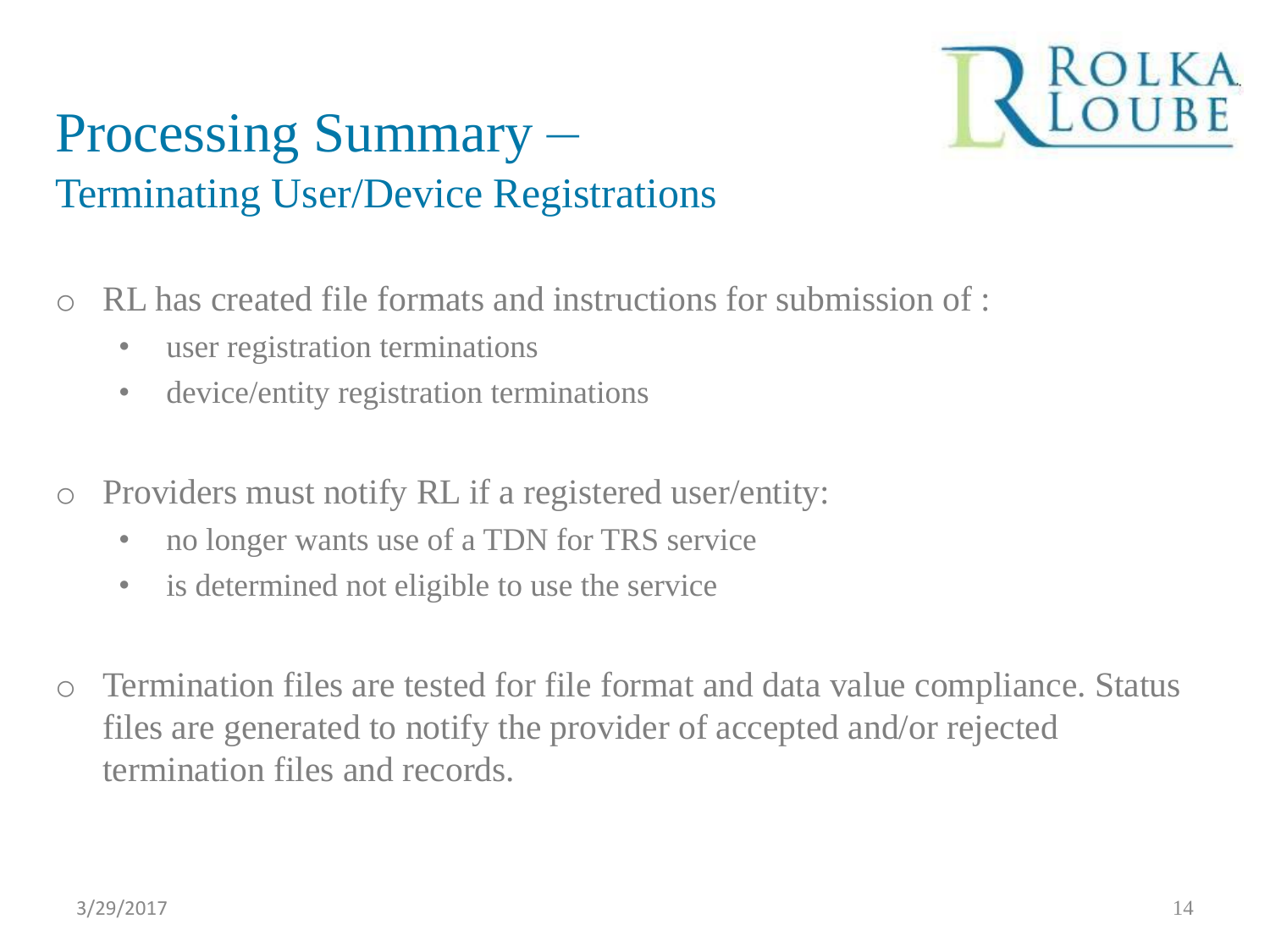# Processing Summary –
## Terminating User/Device Registrations

- RL has created file formats and instructions for submission of :
  - user registration terminations
  - device/entity registration terminations

- Providers must notify RL if a registered user/entity:
  - no longer wants use of a TDN for TRS service
  - is determined not eligible to use the service

- Termination files are tested for file format and data value compliance. Status files are generated to notify the provider of accepted and/or rejected termination files and records.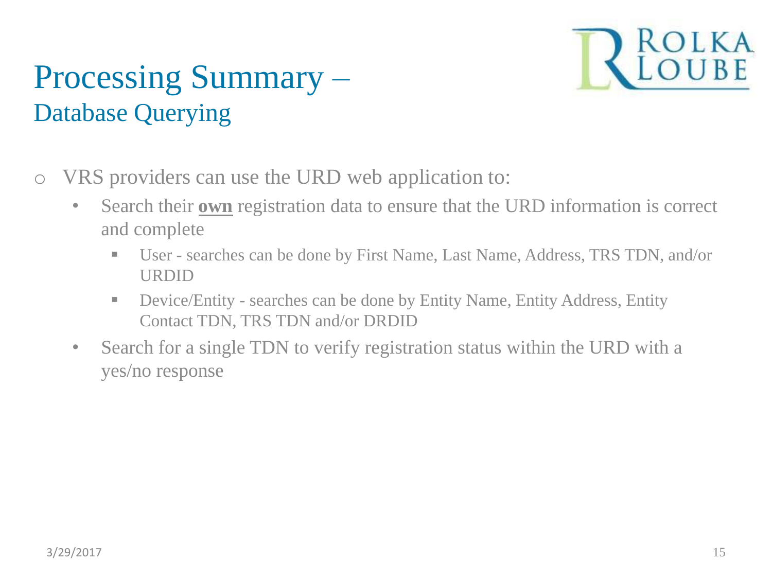# Processing Summary –
## Database Querying

- VRS providers can use the URD web application to:
  - Search their **<u>own</u>** registration data to ensure that the URD information is correct and complete
    - User - searches can be done by First Name, Last Name, Address, TRS TDN, and/or URDID
    - Device/Entity - searches can be done by Entity Name, Entity Address, Entity Contact TDN, TRS TDN and/or DRDID
  - Search for a single TDN to verify registration status within the URD with a yes/no response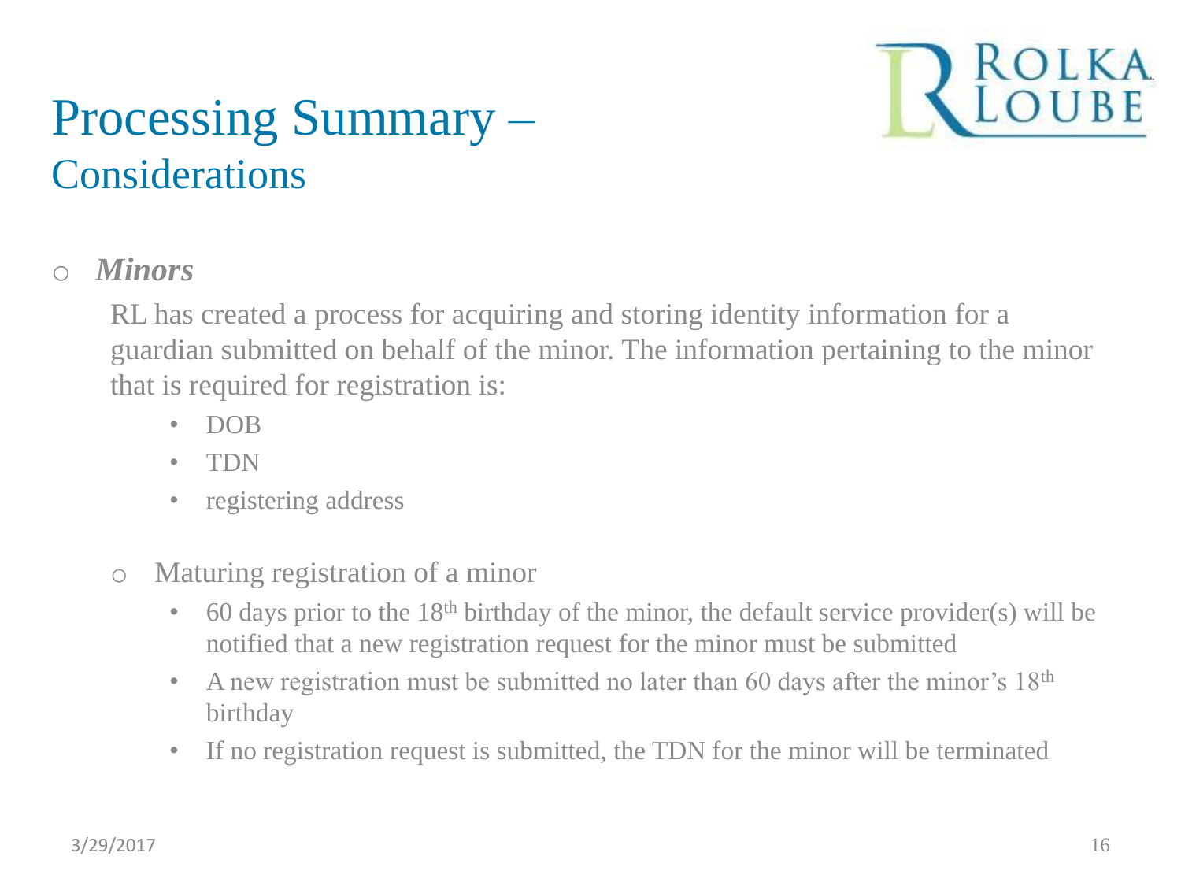# Processing Summary – Considerations

- ***Minors***

  RL has created a process for acquiring and storing identity information for a guardian submitted on behalf of the minor. The information pertaining to the minor that is required for registration is:

  - DOB
  - TDN
  - registering address

  - Maturing registration of a minor
    - 60 days prior to the 18th birthday of the minor, the default service provider(s) will be notified that a new registration request for the minor must be submitted
    - A new registration must be submitted no later than 60 days after the minor's 18th birthday
    - If no registration request is submitted, the TDN for the minor will be terminated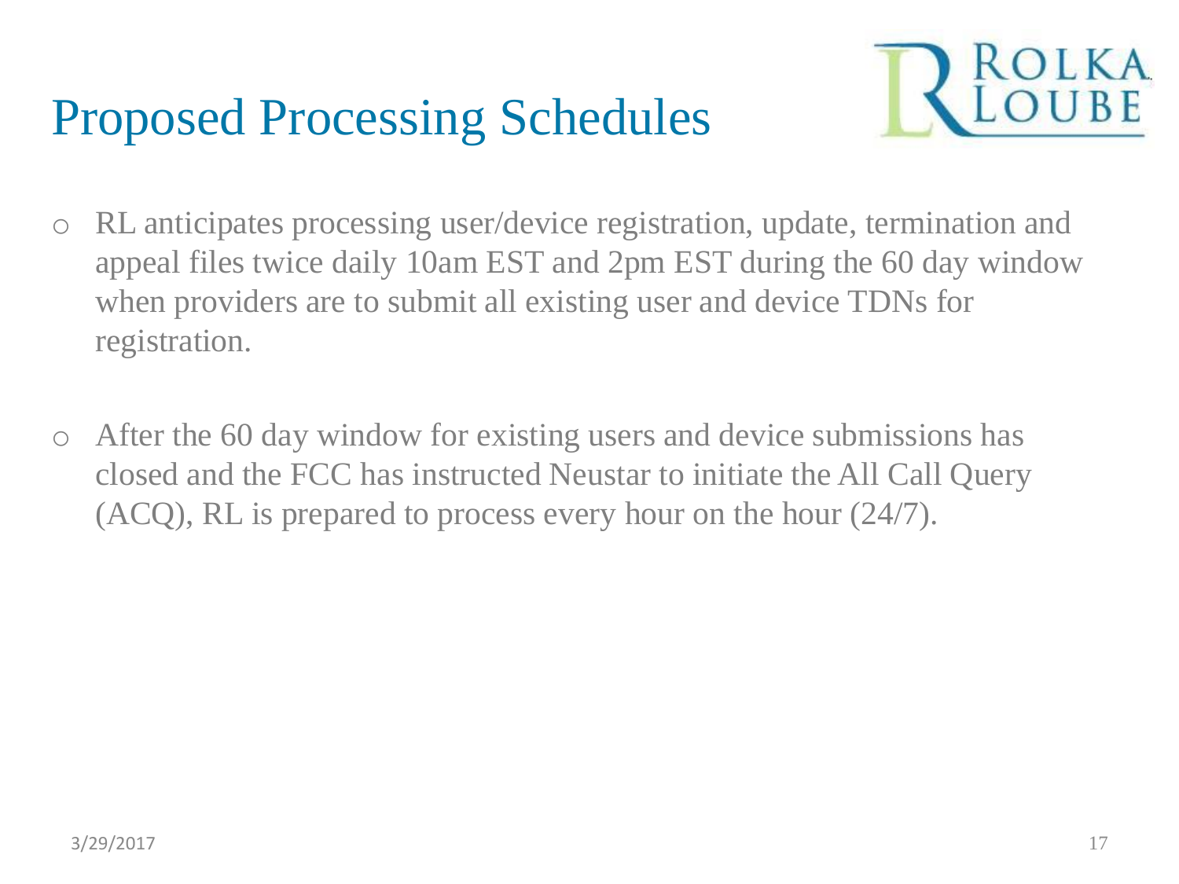# Proposed Processing Schedules

- RL anticipates processing user/device registration, update, termination and appeal files twice daily 10am EST and 2pm EST during the 60 day window when providers are to submit all existing user and device TDNs for registration.

- After the 60 day window for existing users and device submissions has closed and the FCC has instructed Neustar to initiate the All Call Query (ACQ), RL is prepared to process every hour on the hour (24/7).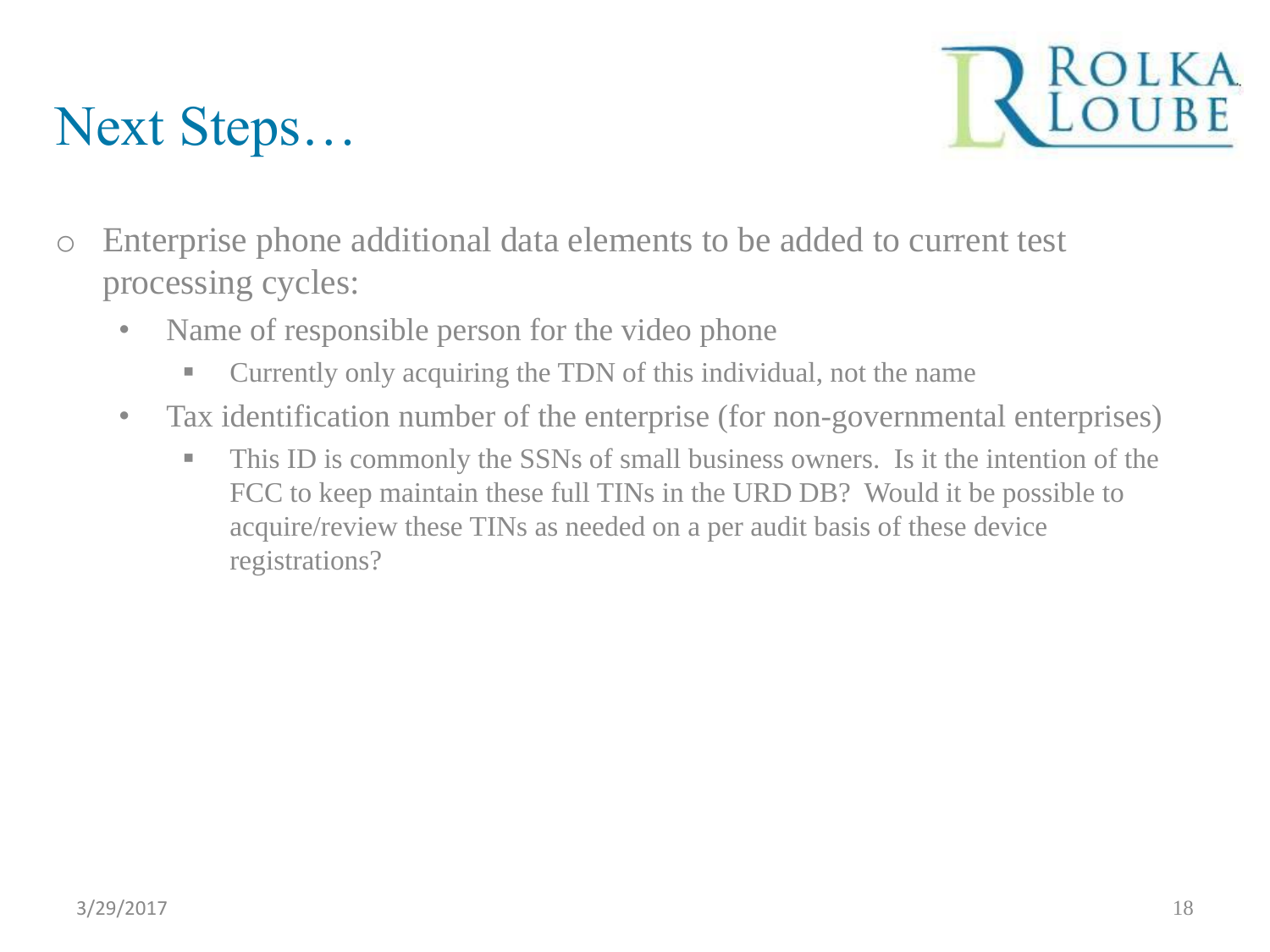# Next Steps…

- Enterprise phone additional data elements to be added to current test processing cycles:
  - Name of responsible person for the video phone
    - Currently only acquiring the TDN of this individual, not the name
  - Tax identification number of the enterprise (for non-governmental enterprises)
    - This ID is commonly the SSNs of small business owners. Is it the intention of the FCC to keep maintain these full TINs in the URD DB? Would it be possible to acquire/review these TINs as needed on a per audit basis of these device registrations?

3/29/2017